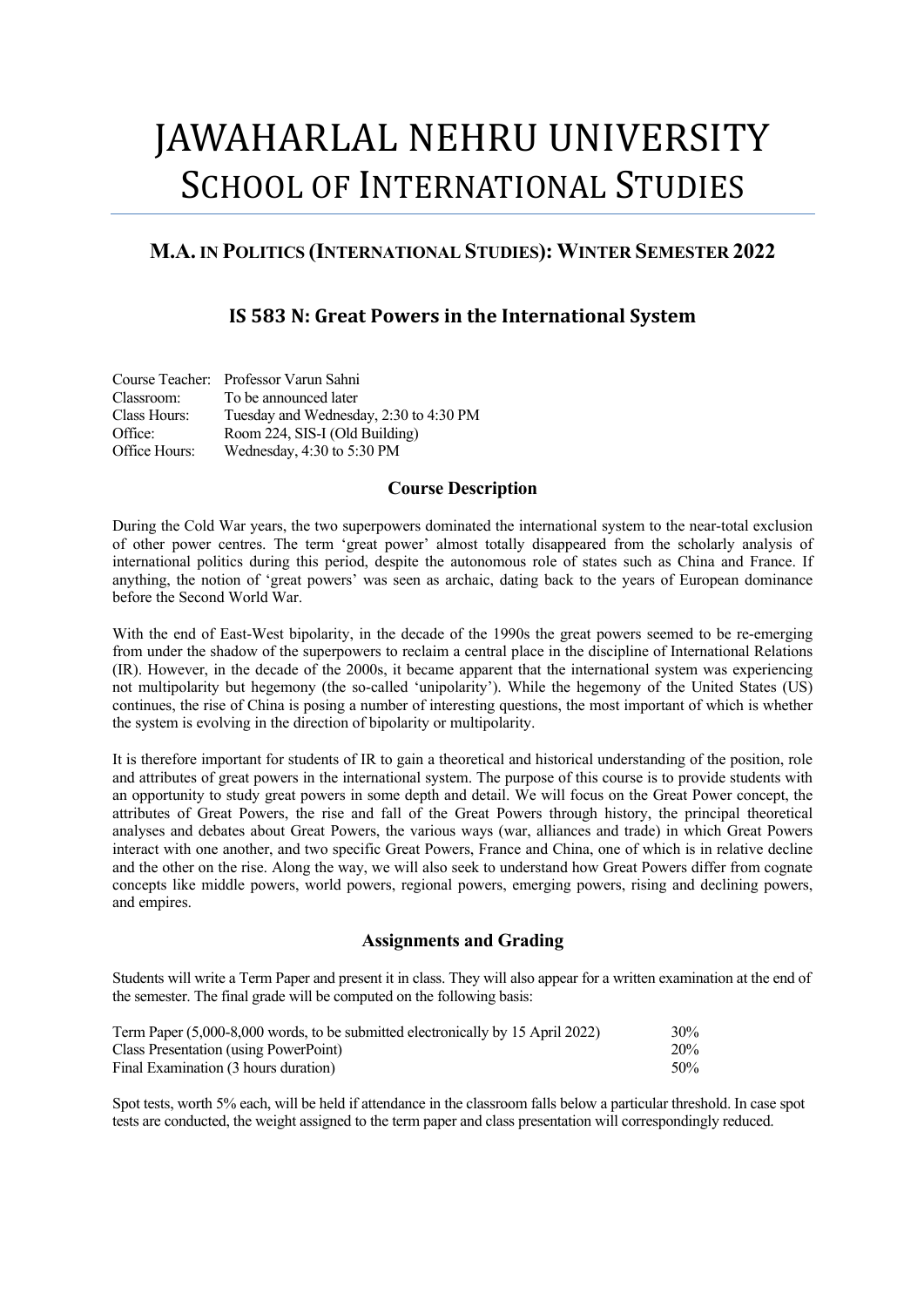# JAWAHARLAL NEHRU UNIVERSITY
# SCHOOL OF INTERNATIONAL STUDIES

## M.A. IN POLITICS (INTERNATIONAL STUDIES): WINTER SEMESTER 2022

### IS 583 N: Great Powers in the International System

| | |
|---|---|
| Course Teacher: | Professor Varun Sahni |
| Classroom: | To be announced later |
| Class Hours: | Tuesday and Wednesday, 2:30 to 4:30 PM |
| Office: | Room 224, SIS-I (Old Building) |
| Office Hours: | Wednesday, 4:30 to 5:30 PM |

### Course Description

During the Cold War years, the two superpowers dominated the international system to the near-total exclusion of other power centres. The term 'great power' almost totally disappeared from the scholarly analysis of international politics during this period, despite the autonomous role of states such as China and France. If anything, the notion of 'great powers' was seen as archaic, dating back to the years of European dominance before the Second World War.

With the end of East-West bipolarity, in the decade of the 1990s the great powers seemed to be re-emerging from under the shadow of the superpowers to reclaim a central place in the discipline of International Relations (IR). However, in the decade of the 2000s, it became apparent that the international system was experiencing not multipolarity but hegemony (the so-called 'unipolarity'). While the hegemony of the United States (US) continues, the rise of China is posing a number of interesting questions, the most important of which is whether the system is evolving in the direction of bipolarity or multipolarity.

It is therefore important for students of IR to gain a theoretical and historical understanding of the position, role and attributes of great powers in the international system. The purpose of this course is to provide students with an opportunity to study great powers in some depth and detail. We will focus on the Great Power concept, the attributes of Great Powers, the rise and fall of the Great Powers through history, the principal theoretical analyses and debates about Great Powers, the various ways (war, alliances and trade) in which Great Powers interact with one another, and two specific Great Powers, France and China, one of which is in relative decline and the other on the rise. Along the way, we will also seek to understand how Great Powers differ from cognate concepts like middle powers, world powers, regional powers, emerging powers, rising and declining powers, and empires.

### Assignments and Grading

Students will write a Term Paper and present it in class. They will also appear for a written examination at the end of the semester. The final grade will be computed on the following basis:

| | |
|---|---|
| Term Paper (5,000-8,000 words, to be submitted electronically by 15 April 2022) | 30% |
| Class Presentation (using PowerPoint) | 20% |
| Final Examination (3 hours duration) | 50% |

Spot tests, worth 5% each, will be held if attendance in the classroom falls below a particular threshold. In case spot tests are conducted, the weight assigned to the term paper and class presentation will correspondingly reduced.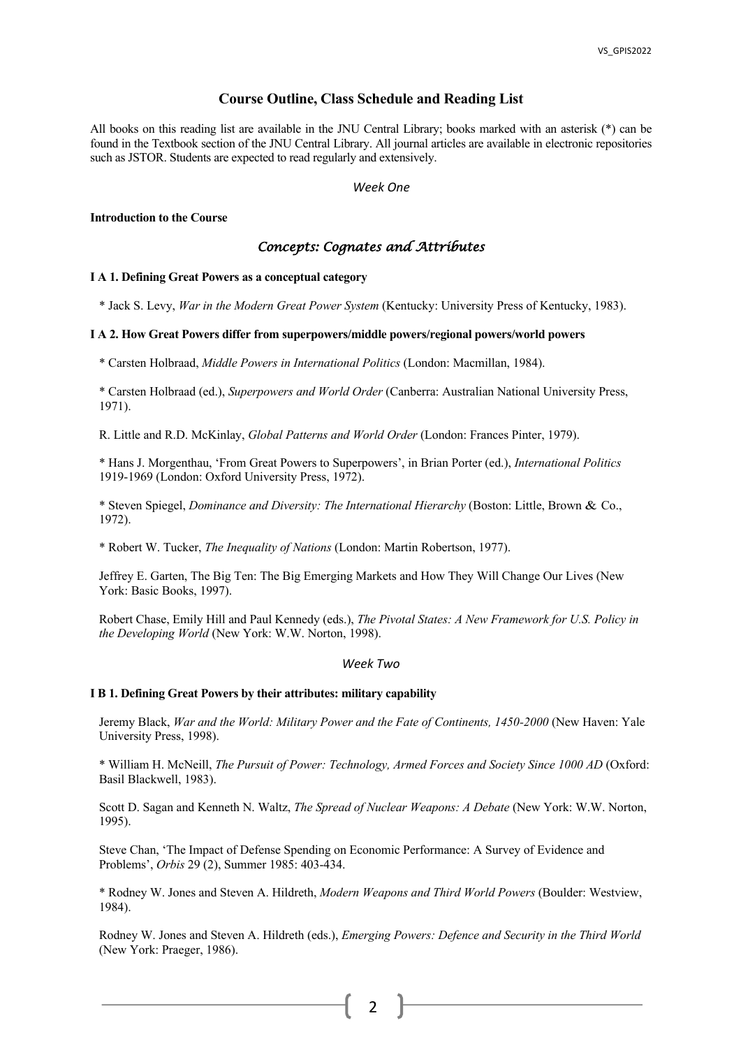## Course Outline, Class Schedule and Reading List

All books on this reading list are available in the JNU Central Library; books marked with an asterisk (*) can be found in the Textbook section of the JNU Central Library. All journal articles are available in electronic repositories such as JSTOR. Students are expected to read regularly and extensively.

*Week One*

**Introduction to the Course**

### *Concepts: Cognates and Attributes*

**I A 1. Defining Great Powers as a conceptual category**

* Jack S. Levy, *War in the Modern Great Power System* (Kentucky: University Press of Kentucky, 1983).

**I A 2. How Great Powers differ from superpowers/middle powers/regional powers/world powers**

* Carsten Holbraad, *Middle Powers in International Politics* (London: Macmillan, 1984).

* Carsten Holbraad (ed.), *Superpowers and World Order* (Canberra: Australian National University Press, 1971).

R. Little and R.D. McKinlay, *Global Patterns and World Order* (London: Frances Pinter, 1979).

* Hans J. Morgenthau, 'From Great Powers to Superpowers', in Brian Porter (ed.), *International Politics* 1919-1969 (London: Oxford University Press, 1972).

* Steven Spiegel, *Dominance and Diversity: The International Hierarchy* (Boston: Little, Brown & Co., 1972).

* Robert W. Tucker, *The Inequality of Nations* (London: Martin Robertson, 1977).

Jeffrey E. Garten, The Big Ten: The Big Emerging Markets and How They Will Change Our Lives (New York: Basic Books, 1997).

Robert Chase, Emily Hill and Paul Kennedy (eds.), *The Pivotal States: A New Framework for U.S. Policy in the Developing World* (New York: W.W. Norton, 1998).

*Week Two*

**I B 1. Defining Great Powers by their attributes: military capability**

Jeremy Black, *War and the World: Military Power and the Fate of Continents, 1450-2000* (New Haven: Yale University Press, 1998).

* William H. McNeill, *The Pursuit of Power: Technology, Armed Forces and Society Since 1000 AD* (Oxford: Basil Blackwell, 1983).

Scott D. Sagan and Kenneth N. Waltz, *The Spread of Nuclear Weapons: A Debate* (New York: W.W. Norton, 1995).

Steve Chan, 'The Impact of Defense Spending on Economic Performance: A Survey of Evidence and Problems', *Orbis* 29 (2), Summer 1985: 403-434.

* Rodney W. Jones and Steven A. Hildreth, *Modern Weapons and Third World Powers* (Boulder: Westview, 1984).

Rodney W. Jones and Steven A. Hildreth (eds.), *Emerging Powers: Defence and Security in the Third World* (New York: Praeger, 1986).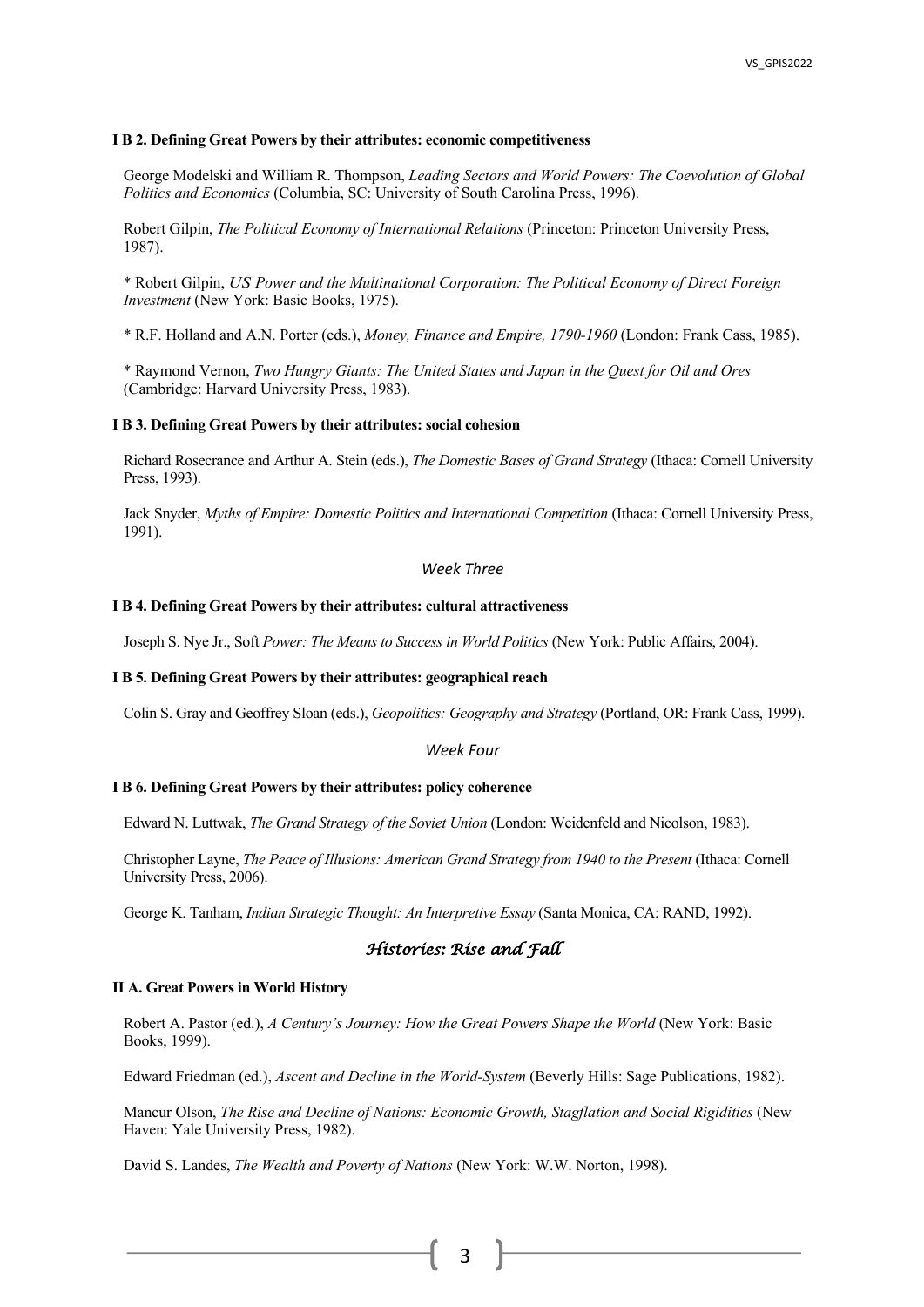#### I B 2. Defining Great Powers by their attributes: economic competitiveness

George Modelski and William R. Thompson, *Leading Sectors and World Powers: The Coevolution of Global Politics and Economics* (Columbia, SC: University of South Carolina Press, 1996).

Robert Gilpin, *The Political Economy of International Relations* (Princeton: Princeton University Press, 1987).

* Robert Gilpin, *US Power and the Multinational Corporation: The Political Economy of Direct Foreign Investment* (New York: Basic Books, 1975).

* R.F. Holland and A.N. Porter (eds.), *Money, Finance and Empire, 1790-1960* (London: Frank Cass, 1985).

* Raymond Vernon, *Two Hungry Giants: The United States and Japan in the Quest for Oil and Ores* (Cambridge: Harvard University Press, 1983).

#### I B 3. Defining Great Powers by their attributes: social cohesion

Richard Rosecrance and Arthur A. Stein (eds.), *The Domestic Bases of Grand Strategy* (Ithaca: Cornell University Press, 1993).

Jack Snyder, *Myths of Empire: Domestic Politics and International Competition* (Ithaca: Cornell University Press, 1991).

*Week Three*

#### I B 4. Defining Great Powers by their attributes: cultural attractiveness

Joseph S. Nye Jr., Soft *Power: The Means to Success in World Politics* (New York: Public Affairs, 2004).

#### I B 5. Defining Great Powers by their attributes: geographical reach

Colin S. Gray and Geoffrey Sloan (eds.), *Geopolitics: Geography and Strategy* (Portland, OR: Frank Cass, 1999).

*Week Four*

#### I B 6. Defining Great Powers by their attributes: policy coherence

Edward N. Luttwak, *The Grand Strategy of the Soviet Union* (London: Weidenfeld and Nicolson, 1983).

Christopher Layne, *The Peace of Illusions: American Grand Strategy from 1940 to the Present* (Ithaca: Cornell University Press, 2006).

George K. Tanham, *Indian Strategic Thought: An Interpretive Essay* (Santa Monica, CA: RAND, 1992).

## *Histories: Rise and Fall*

#### II A. Great Powers in World History

Robert A. Pastor (ed.), *A Century's Journey: How the Great Powers Shape the World* (New York: Basic Books, 1999).

Edward Friedman (ed.), *Ascent and Decline in the World-System* (Beverly Hills: Sage Publications, 1982).

Mancur Olson, *The Rise and Decline of Nations: Economic Growth, Stagflation and Social Rigidities* (New Haven: Yale University Press, 1982).

David S. Landes, *The Wealth and Poverty of Nations* (New York: W.W. Norton, 1998).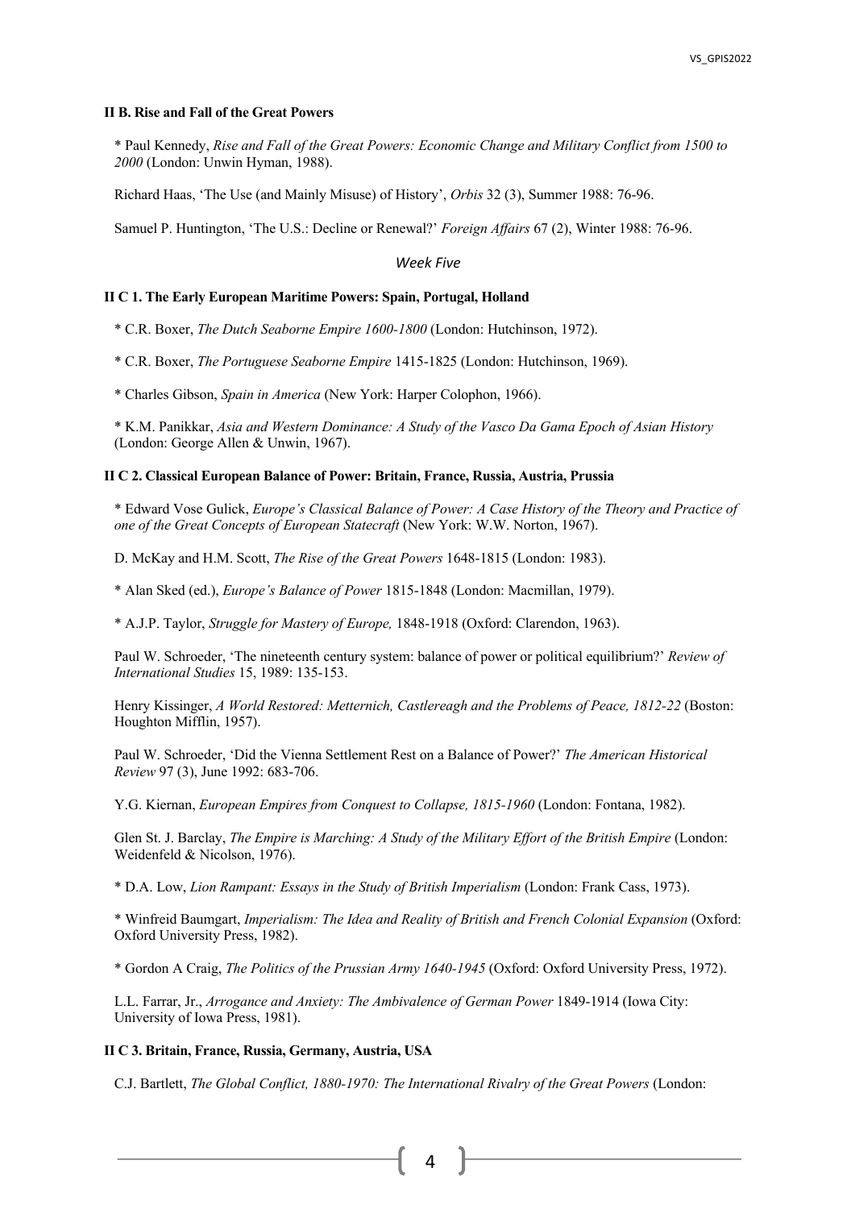### II B. Rise and Fall of the Great Powers

* Paul Kennedy, *Rise and Fall of the Great Powers: Economic Change and Military Conflict from 1500 to 2000* (London: Unwin Hyman, 1988).

Richard Haas, 'The Use (and Mainly Misuse) of History', *Orbis* 32 (3), Summer 1988: 76-96.

Samuel P. Huntington, 'The U.S.: Decline or Renewal?' *Foreign Affairs* 67 (2), Winter 1988: 76-96.

*Week Five*

### II C 1. The Early European Maritime Powers: Spain, Portugal, Holland

* C.R. Boxer, *The Dutch Seaborne Empire 1600-1800* (London: Hutchinson, 1972).

* C.R. Boxer, *The Portuguese Seaborne Empire* 1415-1825 (London: Hutchinson, 1969).

* Charles Gibson, *Spain in America* (New York: Harper Colophon, 1966).

* K.M. Panikkar, *Asia and Western Dominance: A Study of the Vasco Da Gama Epoch of Asian History* (London: George Allen & Unwin, 1967).

### II C 2. Classical European Balance of Power: Britain, France, Russia, Austria, Prussia

* Edward Vose Gulick, *Europe's Classical Balance of Power: A Case History of the Theory and Practice of one of the Great Concepts of European Statecraft* (New York: W.W. Norton, 1967).

D. McKay and H.M. Scott, *The Rise of the Great Powers* 1648-1815 (London: 1983).

* Alan Sked (ed.), *Europe's Balance of Power* 1815-1848 (London: Macmillan, 1979).

* A.J.P. Taylor, *Struggle for Mastery of Europe,* 1848-1918 (Oxford: Clarendon, 1963).

Paul W. Schroeder, 'The nineteenth century system: balance of power or political equilibrium?' *Review of International Studies* 15, 1989: 135-153.

Henry Kissinger, *A World Restored: Metternich, Castlereagh and the Problems of Peace, 1812-22* (Boston: Houghton Mifflin, 1957).

Paul W. Schroeder, 'Did the Vienna Settlement Rest on a Balance of Power?' *The American Historical Review* 97 (3), June 1992: 683-706.

Y.G. Kiernan, *European Empires from Conquest to Collapse, 1815-1960* (London: Fontana, 1982).

Glen St. J. Barclay, *The Empire is Marching: A Study of the Military Effort of the British Empire* (London: Weidenfeld & Nicolson, 1976).

* D.A. Low, *Lion Rampant: Essays in the Study of British Imperialism* (London: Frank Cass, 1973).

* Winfreid Baumgart, *Imperialism: The Idea and Reality of British and French Colonial Expansion* (Oxford: Oxford University Press, 1982).

* Gordon A Craig, *The Politics of the Prussian Army 1640-1945* (Oxford: Oxford University Press, 1972).

L.L. Farrar, Jr., *Arrogance and Anxiety: The Ambivalence of German Power* 1849-1914 (Iowa City: University of Iowa Press, 1981).

### II C 3. Britain, France, Russia, Germany, Austria, USA

C.J. Bartlett, *The Global Conflict, 1880-1970: The International Rivalry of the Great Powers* (London: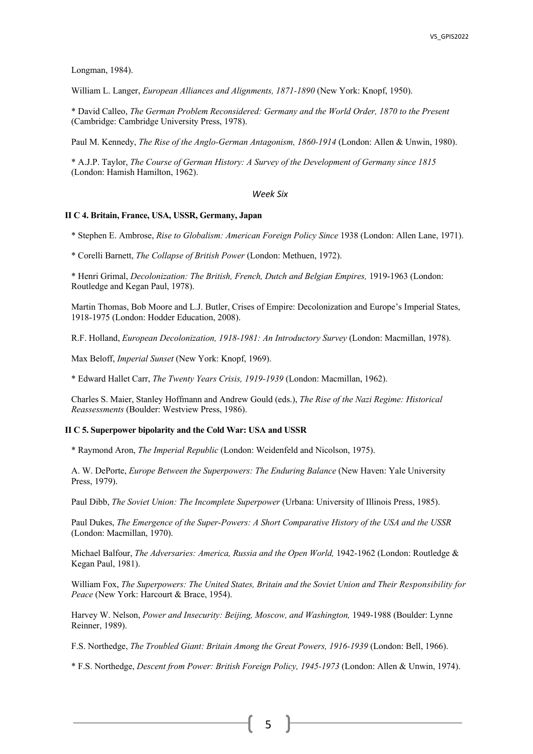Longman, 1984).

William L. Langer, *European Alliances and Alignments, 1871-1890* (New York: Knopf, 1950).

* David Calleo, *The German Problem Reconsidered: Germany and the World Order, 1870 to the Present* (Cambridge: Cambridge University Press, 1978).

Paul M. Kennedy, *The Rise of the Anglo-German Antagonism, 1860-1914* (London: Allen & Unwin, 1980).

* A.J.P. Taylor, *The Course of German History: A Survey of the Development of Germany since 1815* (London: Hamish Hamilton, 1962).

*Week Six*

**II C 4. Britain, France, USA, USSR, Germany, Japan**

* Stephen E. Ambrose, *Rise to Globalism: American Foreign Policy Since* 1938 (London: Allen Lane, 1971).

* Corelli Barnett, *The Collapse of British Power* (London: Methuen, 1972).

* Henri Grimal, *Decolonization: The British, French, Dutch and Belgian Empires,* 1919-1963 (London: Routledge and Kegan Paul, 1978).

Martin Thomas, Bob Moore and L.J. Butler, Crises of Empire: Decolonization and Europe's Imperial States, 1918-1975 (London: Hodder Education, 2008).

R.F. Holland, *European Decolonization, 1918-1981: An Introductory Survey* (London: Macmillan, 1978).

Max Beloff, *Imperial Sunset* (New York: Knopf, 1969).

* Edward Hallet Carr, *The Twenty Years Crisis, 1919-1939* (London: Macmillan, 1962).

Charles S. Maier, Stanley Hoffmann and Andrew Gould (eds.), *The Rise of the Nazi Regime: Historical Reassessments* (Boulder: Westview Press, 1986).

**II C 5. Superpower bipolarity and the Cold War: USA and USSR**

* Raymond Aron, *The Imperial Republic* (London: Weidenfeld and Nicolson, 1975).

A. W. DePorte, *Europe Between the Superpowers: The Enduring Balance* (New Haven: Yale University Press, 1979).

Paul Dibb, *The Soviet Union: The Incomplete Superpower* (Urbana: University of Illinois Press, 1985).

Paul Dukes, *The Emergence of the Super-Powers: A Short Comparative History of the USA and the USSR* (London: Macmillan, 1970).

Michael Balfour, *The Adversaries: America, Russia and the Open World,* 1942-1962 (London: Routledge & Kegan Paul, 1981).

William Fox, *The Superpowers: The United States, Britain and the Soviet Union and Their Responsibility for Peace* (New York: Harcourt & Brace, 1954).

Harvey W. Nelson, *Power and Insecurity: Beijing, Moscow, and Washington,* 1949-1988 (Boulder: Lynne Reinner, 1989).

F.S. Northedge, *The Troubled Giant: Britain Among the Great Powers, 1916-1939* (London: Bell, 1966).

* F.S. Northedge, *Descent from Power: British Foreign Policy, 1945-1973* (London: Allen & Unwin, 1974).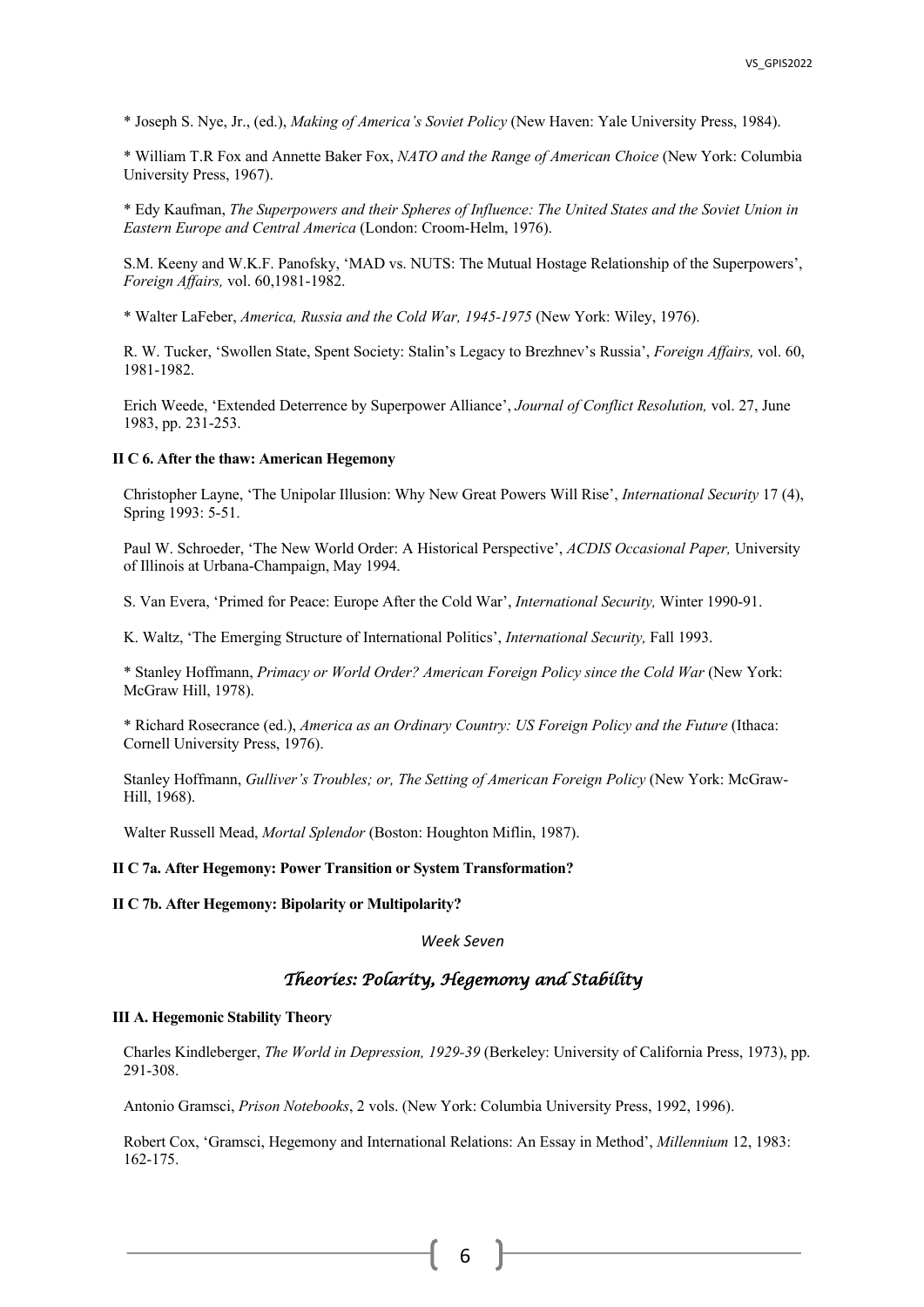\* Joseph S. Nye, Jr., (ed.), *Making of America's Soviet Policy* (New Haven: Yale University Press, 1984).

\* William T.R Fox and Annette Baker Fox, *NATO and the Range of American Choice* (New York: Columbia University Press, 1967).

\* Edy Kaufman, *The Superpowers and their Spheres of Influence: The United States and the Soviet Union in Eastern Europe and Central America* (London: Croom-Helm, 1976).

S.M. Keeny and W.K.F. Panofsky, 'MAD vs. NUTS: The Mutual Hostage Relationship of the Superpowers', *Foreign Affairs,* vol. 60,1981-1982.

\* Walter LaFeber, *America, Russia and the Cold War, 1945-1975* (New York: Wiley, 1976).

R. W. Tucker, 'Swollen State, Spent Society: Stalin's Legacy to Brezhnev's Russia', *Foreign Affairs,* vol. 60, 1981-1982.

Erich Weede, 'Extended Deterrence by Superpower Alliance', *Journal of Conflict Resolution,* vol. 27, June 1983, pp. 231-253.

**II C 6. After the thaw: American Hegemony**

Christopher Layne, 'The Unipolar Illusion: Why New Great Powers Will Rise', *International Security* 17 (4), Spring 1993: 5-51.

Paul W. Schroeder, 'The New World Order: A Historical Perspective', *ACDIS Occasional Paper,* University of Illinois at Urbana-Champaign, May 1994.

S. Van Evera, 'Primed for Peace: Europe After the Cold War', *International Security,* Winter 1990-91.

K. Waltz, 'The Emerging Structure of International Politics', *International Security,* Fall 1993.

\* Stanley Hoffmann, *Primacy or World Order? American Foreign Policy since the Cold War* (New York: McGraw Hill, 1978).

\* Richard Rosecrance (ed.), *America as an Ordinary Country: US Foreign Policy and the Future* (Ithaca: Cornell University Press, 1976).

Stanley Hoffmann, *Gulliver's Troubles; or, The Setting of American Foreign Policy* (New York: McGraw-Hill, 1968).

Walter Russell Mead, *Mortal Splendor* (Boston: Houghton Miflin, 1987).

**II C 7a. After Hegemony: Power Transition or System Transformation?**

**II C 7b. After Hegemony: Bipolarity or Multipolarity?**

*Week Seven*

## *Theories: Polarity, Hegemony and Stability*

**III A. Hegemonic Stability Theory**

Charles Kindleberger, *The World in Depression, 1929-39* (Berkeley: University of California Press, 1973), pp. 291-308.

Antonio Gramsci, *Prison Notebooks*, 2 vols. (New York: Columbia University Press, 1992, 1996).

Robert Cox, 'Gramsci, Hegemony and International Relations: An Essay in Method', *Millennium* 12, 1983: 162-175.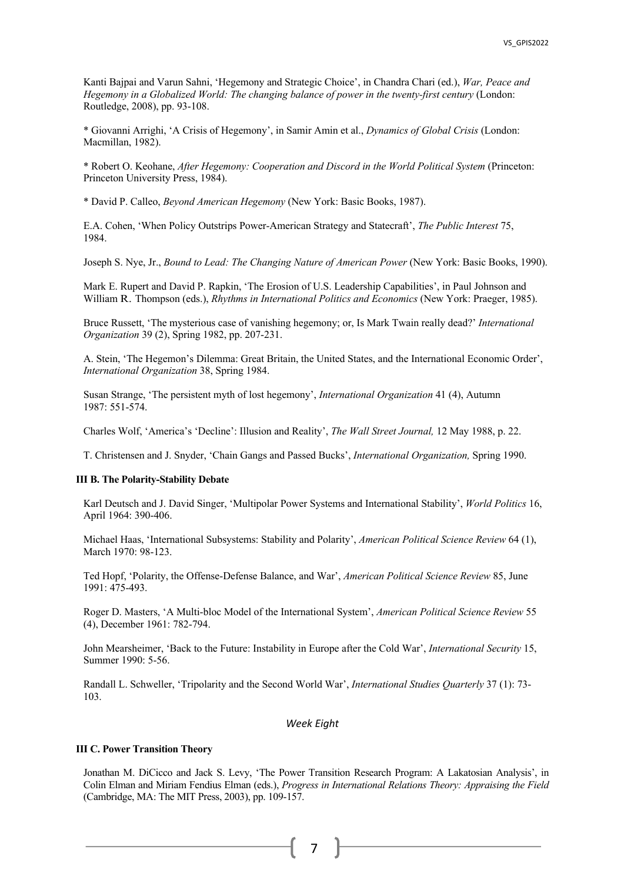Kanti Bajpai and Varun Sahni, 'Hegemony and Strategic Choice', in Chandra Chari (ed.), *War, Peace and Hegemony in a Globalized World: The changing balance of power in the twenty-first century* (London: Routledge, 2008), pp. 93-108.

* Giovanni Arrighi, 'A Crisis of Hegemony', in Samir Amin et al., *Dynamics of Global Crisis* (London: Macmillan, 1982).

* Robert O. Keohane, *After Hegemony: Cooperation and Discord in the World Political System* (Princeton: Princeton University Press, 1984).

* David P. Calleo, *Beyond American Hegemony* (New York: Basic Books, 1987).

E.A. Cohen, 'When Policy Outstrips Power-American Strategy and Statecraft', *The Public Interest* 75, 1984.

Joseph S. Nye, Jr., *Bound to Lead: The Changing Nature of American Power* (New York: Basic Books, 1990).

Mark E. Rupert and David P. Rapkin, 'The Erosion of U.S. Leadership Capabilities', in Paul Johnson and William R. Thompson (eds.), *Rhythms in International Politics and Economics* (New York: Praeger, 1985).

Bruce Russett, 'The mysterious case of vanishing hegemony; or, Is Mark Twain really dead?' *International Organization* 39 (2), Spring 1982, pp. 207-231.

A. Stein, 'The Hegemon's Dilemma: Great Britain, the United States, and the International Economic Order', *International Organization* 38, Spring 1984.

Susan Strange, 'The persistent myth of lost hegemony', *International Organization* 41 (4), Autumn 1987: 551-574.

Charles Wolf, 'America's 'Decline': Illusion and Reality', *The Wall Street Journal,* 12 May 1988, p. 22.

T. Christensen and J. Snyder, 'Chain Gangs and Passed Bucks', *International Organization,* Spring 1990.

**III B. The Polarity-Stability Debate**

Karl Deutsch and J. David Singer, 'Multipolar Power Systems and International Stability', *World Politics* 16, April 1964: 390-406.

Michael Haas, 'International Subsystems: Stability and Polarity', *American Political Science Review* 64 (1), March 1970: 98-123.

Ted Hopf, 'Polarity, the Offense-Defense Balance, and War', *American Political Science Review* 85, June 1991: 475-493.

Roger D. Masters, 'A Multi-bloc Model of the International System', *American Political Science Review* 55 (4), December 1961: 782-794.

John Mearsheimer, 'Back to the Future: Instability in Europe after the Cold War', *International Security* 15, Summer 1990: 5-56.

Randall L. Schweller, 'Tripolarity and the Second World War', *International Studies Quarterly* 37 (1): 73-103.

*Week Eight*

**III C. Power Transition Theory**

Jonathan M. DiCicco and Jack S. Levy, 'The Power Transition Research Program: A Lakatosian Analysis', in Colin Elman and Miriam Fendius Elman (eds.), *Progress in International Relations Theory: Appraising the Field* (Cambridge, MA: The MIT Press, 2003), pp. 109-157.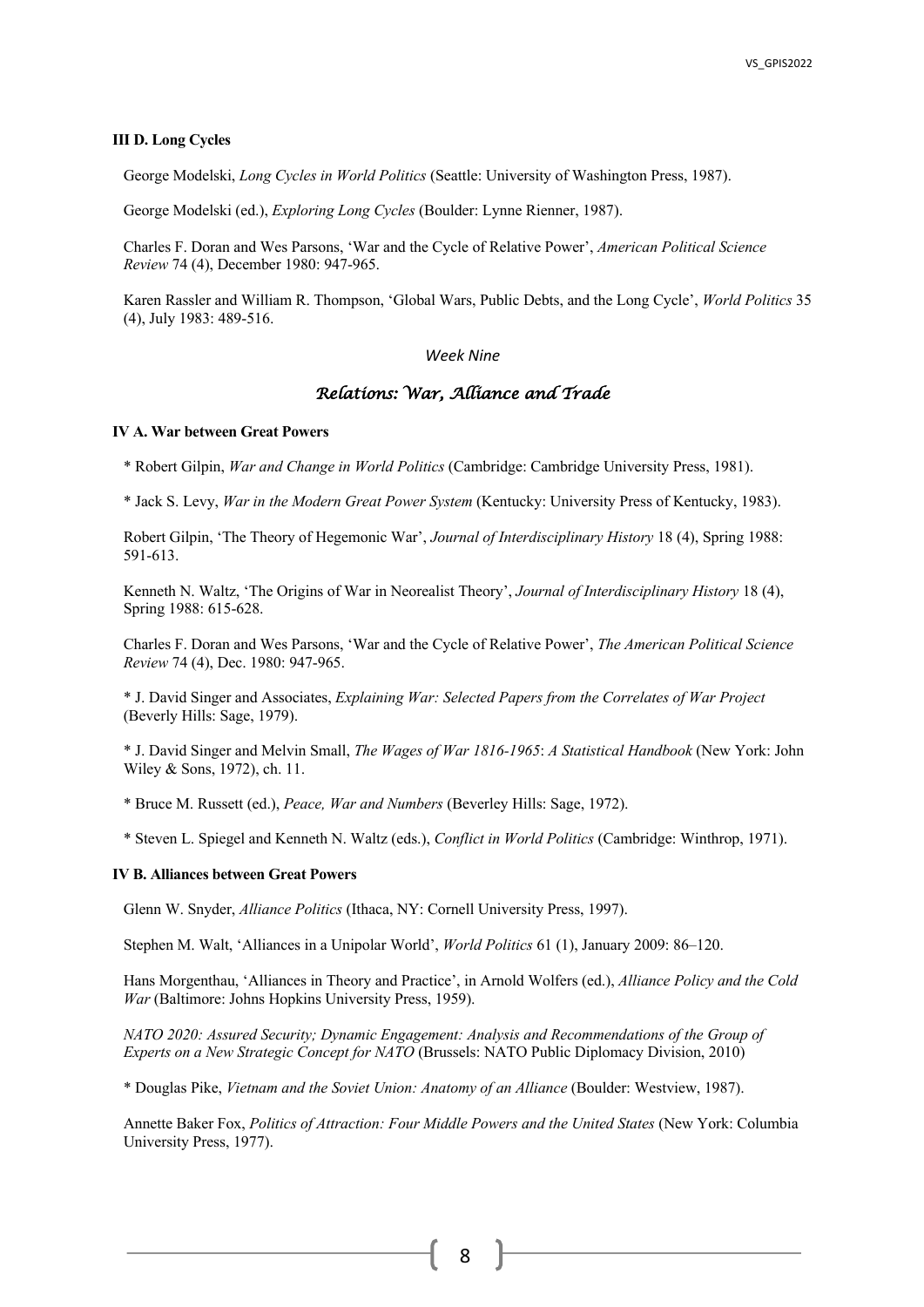**III D. Long Cycles**

George Modelski, *Long Cycles in World Politics* (Seattle: University of Washington Press, 1987).

George Modelski (ed.), *Exploring Long Cycles* (Boulder: Lynne Rienner, 1987).

Charles F. Doran and Wes Parsons, 'War and the Cycle of Relative Power', *American Political Science Review* 74 (4), December 1980: 947-965.

Karen Rassler and William R. Thompson, 'Global Wars, Public Debts, and the Long Cycle', *World Politics* 35 (4), July 1983: 489-516.

*Week Nine*

## *Relations: War, Alliance and Trade*

**IV A. War between Great Powers**

* Robert Gilpin, *War and Change in World Politics* (Cambridge: Cambridge University Press, 1981).

* Jack S. Levy, *War in the Modern Great Power System* (Kentucky: University Press of Kentucky, 1983).

Robert Gilpin, 'The Theory of Hegemonic War', *Journal of Interdisciplinary History* 18 (4), Spring 1988: 591-613.

Kenneth N. Waltz, 'The Origins of War in Neorealist Theory', *Journal of Interdisciplinary History* 18 (4), Spring 1988: 615-628.

Charles F. Doran and Wes Parsons, 'War and the Cycle of Relative Power', *The American Political Science Review* 74 (4), Dec. 1980: 947-965.

* J. David Singer and Associates, *Explaining War: Selected Papers from the Correlates of War Project* (Beverly Hills: Sage, 1979).

* J. David Singer and Melvin Small, *The Wages of War 1816-1965*: *A Statistical Handbook* (New York: John Wiley & Sons, 1972), ch. 11.

* Bruce M. Russett (ed.), *Peace, War and Numbers* (Beverley Hills: Sage, 1972).

* Steven L. Spiegel and Kenneth N. Waltz (eds.), *Conflict in World Politics* (Cambridge: Winthrop, 1971).

**IV B. Alliances between Great Powers**

Glenn W. Snyder, *Alliance Politics* (Ithaca, NY: Cornell University Press, 1997).

Stephen M. Walt, 'Alliances in a Unipolar World', *World Politics* 61 (1), January 2009: 86–120.

Hans Morgenthau, 'Alliances in Theory and Practice', in Arnold Wolfers (ed.), *Alliance Policy and the Cold War* (Baltimore: Johns Hopkins University Press, 1959).

*NATO 2020: Assured Security; Dynamic Engagement: Analysis and Recommendations of the Group of Experts on a New Strategic Concept for NATO* (Brussels: NATO Public Diplomacy Division, 2010)

* Douglas Pike, *Vietnam and the Soviet Union: Anatomy of an Alliance* (Boulder: Westview, 1987).

Annette Baker Fox, *Politics of Attraction: Four Middle Powers and the United States* (New York: Columbia University Press, 1977).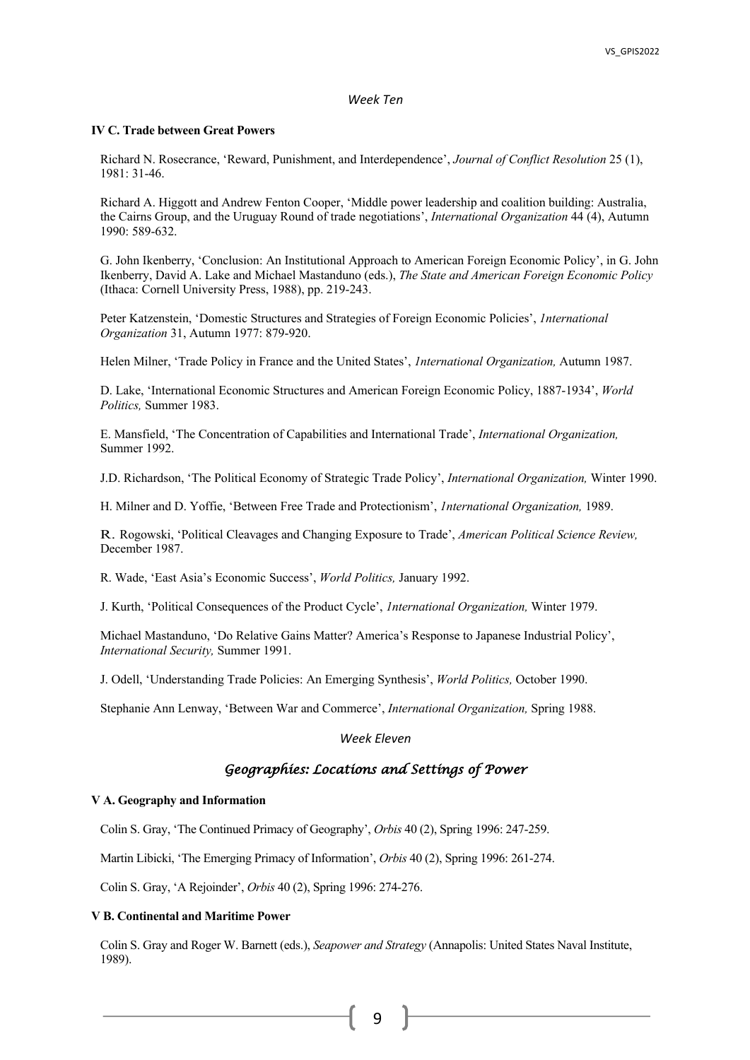*Week Ten*

**IV C. Trade between Great Powers**

Richard N. Rosecrance, 'Reward, Punishment, and Interdependence', *Journal of Conflict Resolution* 25 (1), 1981: 31-46.

Richard A. Higgott and Andrew Fenton Cooper, 'Middle power leadership and coalition building: Australia, the Cairns Group, and the Uruguay Round of trade negotiations', *International Organization* 44 (4), Autumn 1990: 589-632.

G. John Ikenberry, 'Conclusion: An Institutional Approach to American Foreign Economic Policy', in G. John Ikenberry, David A. Lake and Michael Mastanduno (eds.), *The State and American Foreign Economic Policy* (Ithaca: Cornell University Press, 1988), pp. 219-243.

Peter Katzenstein, 'Domestic Structures and Strategies of Foreign Economic Policies', *1nternational Organization* 31, Autumn 1977: 879-920.

Helen Milner, 'Trade Policy in France and the United States', *1nternational Organization,* Autumn 1987.

D. Lake, 'International Economic Structures and American Foreign Economic Policy, 1887-1934', *World Politics,* Summer 1983.

E. Mansfield, 'The Concentration of Capabilities and International Trade', *International Organization,* Summer 1992.

J.D. Richardson, 'The Political Economy of Strategic Trade Policy', *International Organization,* Winter 1990.

H. Milner and D. Yoffie, 'Between Free Trade and Protectionism', *1nternational Organization,* 1989.

R. Rogowski, 'Political Cleavages and Changing Exposure to Trade', *American Political Science Review,* December 1987.

R. Wade, 'East Asia's Economic Success', *World Politics,* January 1992.

J. Kurth, 'Political Consequences of the Product Cycle', *1nternational Organization,* Winter 1979.

Michael Mastanduno, 'Do Relative Gains Matter? America's Response to Japanese Industrial Policy', *International Security,* Summer 1991.

J. Odell, 'Understanding Trade Policies: An Emerging Synthesis', *World Politics,* October 1990.

Stephanie Ann Lenway, 'Between War and Commerce', *International Organization,* Spring 1988.

*Week Eleven*

## *Geographies: Locations and Settings of Power*

**V A. Geography and Information**

Colin S. Gray, 'The Continued Primacy of Geography', *Orbis* 40 (2), Spring 1996: 247-259.

Martin Libicki, 'The Emerging Primacy of Information', *Orbis* 40 (2), Spring 1996: 261-274.

Colin S. Gray, 'A Rejoinder', *Orbis* 40 (2), Spring 1996: 274-276.

**V B. Continental and Maritime Power**

Colin S. Gray and Roger W. Barnett (eds.), *Seapower and Strategy* (Annapolis: United States Naval Institute, 1989).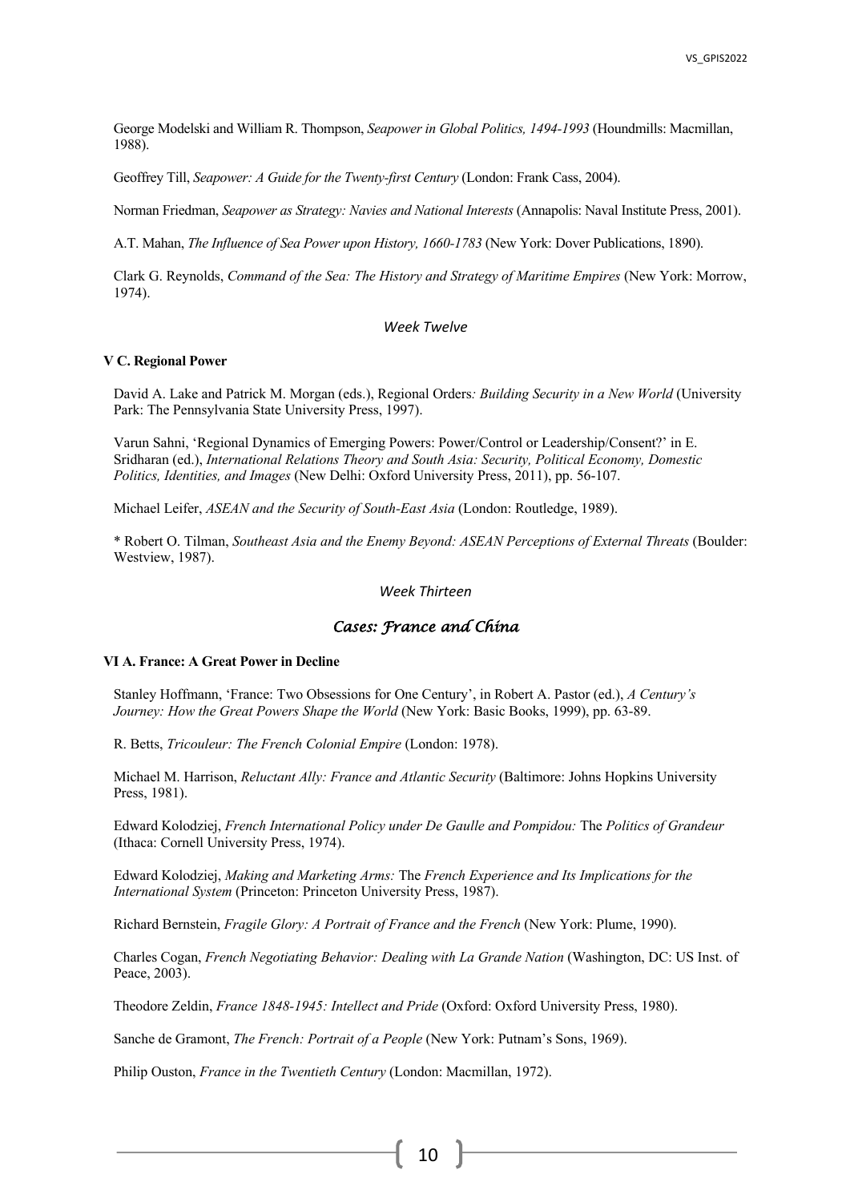George Modelski and William R. Thompson, *Seapower in Global Politics, 1494-1993* (Houndmills: Macmillan, 1988).

Geoffrey Till, *Seapower: A Guide for the Twenty-first Century* (London: Frank Cass, 2004).

Norman Friedman, *Seapower as Strategy: Navies and National Interests* (Annapolis: Naval Institute Press, 2001).

A.T. Mahan, *The Influence of Sea Power upon History, 1660-1783* (New York: Dover Publications, 1890).

Clark G. Reynolds, *Command of the Sea: The History and Strategy of Maritime Empires* (New York: Morrow, 1974).

### *Week Twelve*

**V C. Regional Power**

David A. Lake and Patrick M. Morgan (eds.), Regional Orders*: Building Security in a New World* (University Park: The Pennsylvania State University Press, 1997).

Varun Sahni, 'Regional Dynamics of Emerging Powers: Power/Control or Leadership/Consent?' in E. Sridharan (ed.), *International Relations Theory and South Asia: Security, Political Economy, Domestic Politics, Identities, and Images* (New Delhi: Oxford University Press, 2011), pp. 56-107.

Michael Leifer, *ASEAN and the Security of South-East Asia* (London: Routledge, 1989).

* Robert O. Tilman, *Southeast Asia and the Enemy Beyond: ASEAN Perceptions of External Threats* (Boulder: Westview, 1987).

### *Week Thirteen*

## *Cases: France and China*

**VI A. France: A Great Power in Decline**

Stanley Hoffmann, 'France: Two Obsessions for One Century', in Robert A. Pastor (ed.), *A Century's Journey: How the Great Powers Shape the World* (New York: Basic Books, 1999), pp. 63-89.

R. Betts, *Tricouleur: The French Colonial Empire* (London: 1978).

Michael M. Harrison, *Reluctant Ally: France and Atlantic Security* (Baltimore: Johns Hopkins University Press, 1981).

Edward Kolodziej, *French International Policy under De Gaulle and Pompidou:* The *Politics of Grandeur* (Ithaca: Cornell University Press, 1974).

Edward Kolodziej, *Making and Marketing Arms:* The *French Experience and Its Implications for the International System* (Princeton: Princeton University Press, 1987).

Richard Bernstein, *Fragile Glory: A Portrait of France and the French* (New York: Plume, 1990).

Charles Cogan, *French Negotiating Behavior: Dealing with La Grande Nation* (Washington, DC: US Inst. of Peace, 2003).

Theodore Zeldin, *France 1848-1945: Intellect and Pride* (Oxford: Oxford University Press, 1980).

Sanche de Gramont, *The French: Portrait of a People* (New York: Putnam's Sons, 1969).

Philip Ouston, *France in the Twentieth Century* (London: Macmillan, 1972).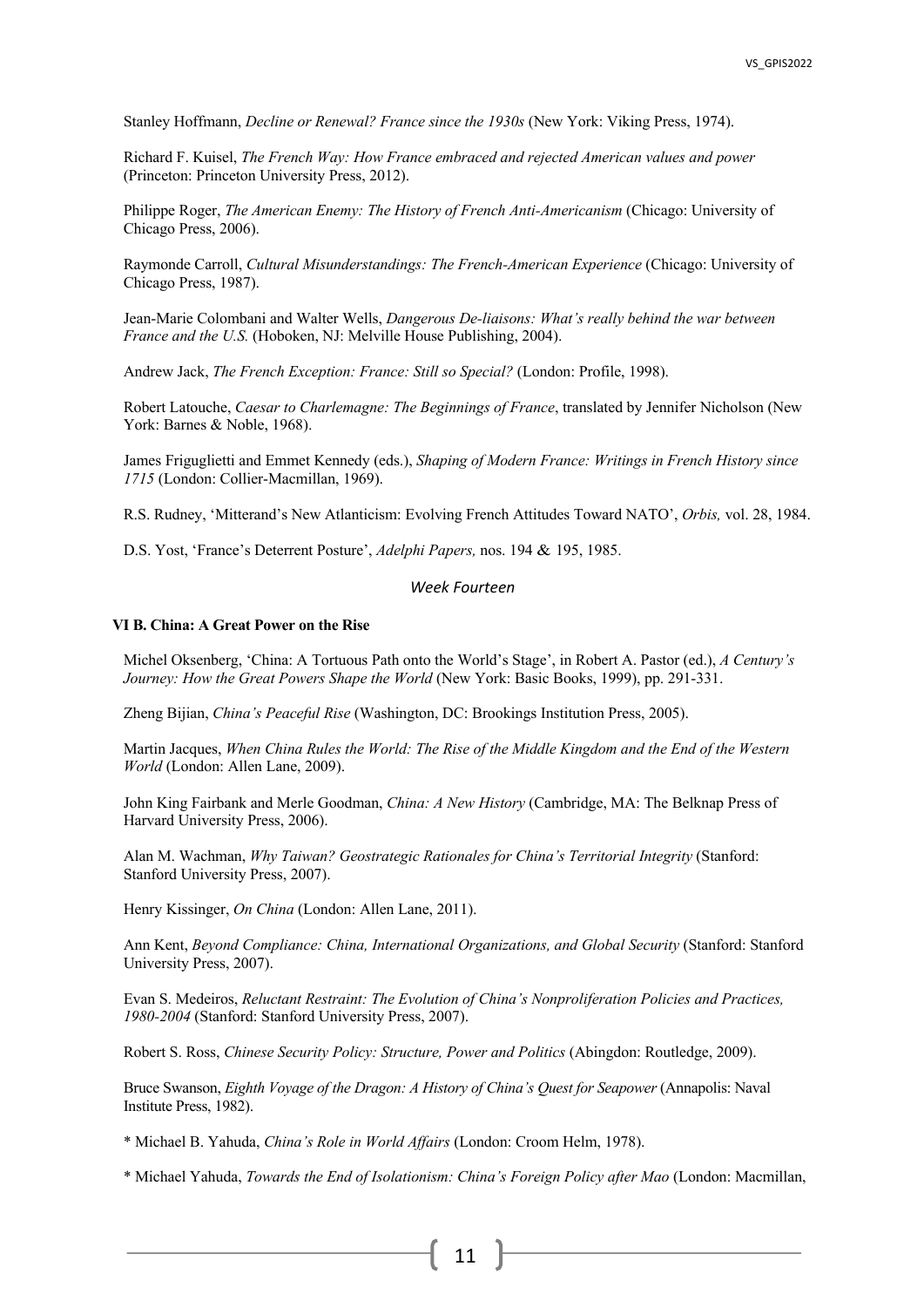Stanley Hoffmann, *Decline or Renewal? France since the 1930s* (New York: Viking Press, 1974).

Richard F. Kuisel, *The French Way: How France embraced and rejected American values and power* (Princeton: Princeton University Press, 2012).

Philippe Roger, *The American Enemy: The History of French Anti-Americanism* (Chicago: University of Chicago Press, 2006).

Raymonde Carroll, *Cultural Misunderstandings: The French-American Experience* (Chicago: University of Chicago Press, 1987).

Jean-Marie Colombani and Walter Wells, *Dangerous De-liaisons: What's really behind the war between France and the U.S.* (Hoboken, NJ: Melville House Publishing, 2004).

Andrew Jack, *The French Exception: France: Still so Special?* (London: Profile, 1998).

Robert Latouche, *Caesar to Charlemagne: The Beginnings of France*, translated by Jennifer Nicholson (New York: Barnes & Noble, 1968).

James Friguglietti and Emmet Kennedy (eds.), *Shaping of Modern France: Writings in French History since 1715* (London: Collier-Macmillan, 1969).

R.S. Rudney, 'Mitterand's New Atlanticism: Evolving French Attitudes Toward NATO', *Orbis,* vol. 28, 1984.

D.S. Yost, 'France's Deterrent Posture', *Adelphi Papers,* nos. 194 & 195, 1985.

*Week Fourteen*

**VI B. China: A Great Power on the Rise**

Michel Oksenberg, 'China: A Tortuous Path onto the World's Stage', in Robert A. Pastor (ed.), *A Century's Journey: How the Great Powers Shape the World* (New York: Basic Books, 1999), pp. 291-331.

Zheng Bijian, *China's Peaceful Rise* (Washington, DC: Brookings Institution Press, 2005).

Martin Jacques, *When China Rules the World: The Rise of the Middle Kingdom and the End of the Western World* (London: Allen Lane, 2009).

John King Fairbank and Merle Goodman, *China: A New History* (Cambridge, MA: The Belknap Press of Harvard University Press, 2006).

Alan M. Wachman, *Why Taiwan? Geostrategic Rationales for China's Territorial Integrity* (Stanford: Stanford University Press, 2007).

Henry Kissinger, *On China* (London: Allen Lane, 2011).

Ann Kent, *Beyond Compliance: China, International Organizations, and Global Security* (Stanford: Stanford University Press, 2007).

Evan S. Medeiros, *Reluctant Restraint: The Evolution of China's Nonproliferation Policies and Practices, 1980-2004* (Stanford: Stanford University Press, 2007).

Robert S. Ross, *Chinese Security Policy: Structure, Power and Politics* (Abingdon: Routledge, 2009).

Bruce Swanson, *Eighth Voyage of the Dragon: A History of China's Quest for Seapower* (Annapolis: Naval Institute Press, 1982).

* Michael B. Yahuda, *China's Role in World Affairs* (London: Croom Helm, 1978).

* Michael Yahuda, *Towards the End of Isolationism: China's Foreign Policy after Mao* (London: Macmillan,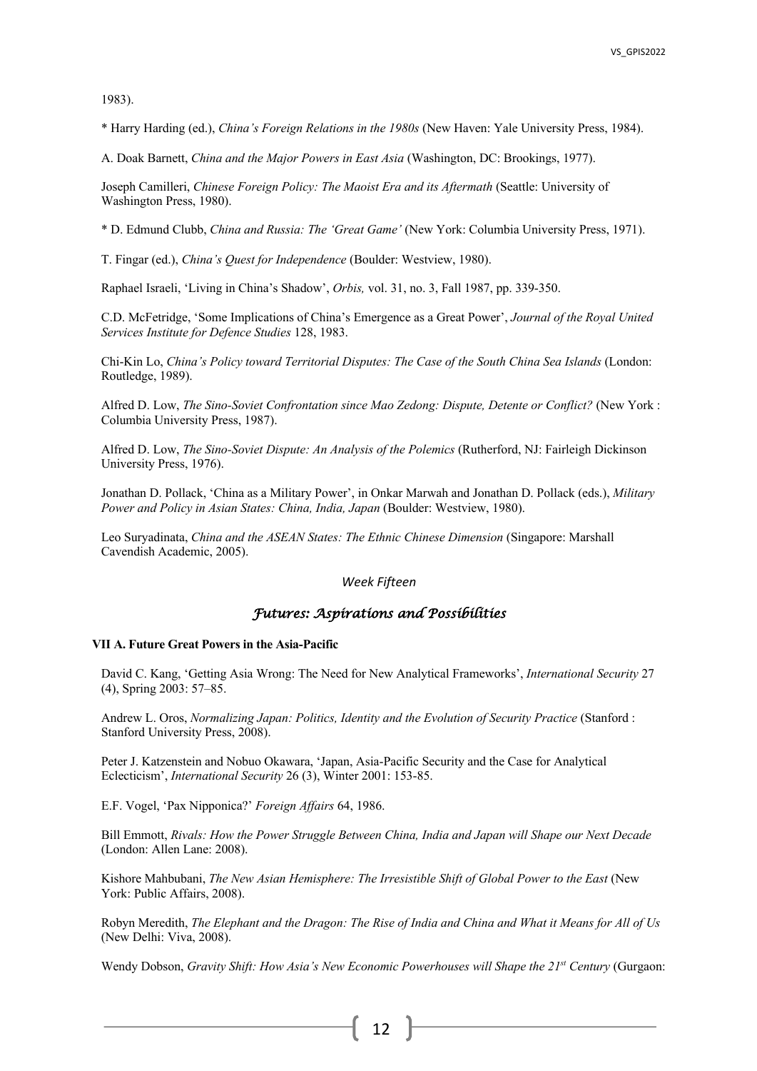1983).

\* Harry Harding (ed.), *China's Foreign Relations in the 1980s* (New Haven: Yale University Press, 1984).

A. Doak Barnett, *China and the Major Powers in East Asia* (Washington, DC: Brookings, 1977).

Joseph Camilleri, *Chinese Foreign Policy: The Maoist Era and its Aftermath* (Seattle: University of Washington Press, 1980).

\* D. Edmund Clubb, *China and Russia: The 'Great Game'* (New York: Columbia University Press, 1971).

T. Fingar (ed.), *China's Quest for Independence* (Boulder: Westview, 1980).

Raphael Israeli, 'Living in China's Shadow', *Orbis,* vol. 31, no. 3, Fall 1987, pp. 339-350.

C.D. McFetridge, 'Some Implications of China's Emergence as a Great Power', *Journal of the Royal United Services Institute for Defence Studies* 128, 1983.

Chi-Kin Lo, *China's Policy toward Territorial Disputes: The Case of the South China Sea Islands* (London: Routledge, 1989).

Alfred D. Low, *The Sino-Soviet Confrontation since Mao Zedong: Dispute, Detente or Conflict?* (New York : Columbia University Press, 1987).

Alfred D. Low, *The Sino-Soviet Dispute: An Analysis of the Polemics* (Rutherford, NJ: Fairleigh Dickinson University Press, 1976).

Jonathan D. Pollack, 'China as a Military Power', in Onkar Marwah and Jonathan D. Pollack (eds.), *Military Power and Policy in Asian States: China, India, Japan* (Boulder: Westview, 1980).

Leo Suryadinata, *China and the ASEAN States: The Ethnic Chinese Dimension* (Singapore: Marshall Cavendish Academic, 2005).

*Week Fifteen*

## *Futures: Aspirations and Possibilities*

**VII A. Future Great Powers in the Asia-Pacific**

David C. Kang, 'Getting Asia Wrong: The Need for New Analytical Frameworks', *International Security* 27 (4), Spring 2003: 57–85.

Andrew L. Oros, *Normalizing Japan: Politics, Identity and the Evolution of Security Practice* (Stanford : Stanford University Press, 2008).

Peter J. Katzenstein and Nobuo Okawara, 'Japan, Asia-Pacific Security and the Case for Analytical Eclecticism', *International Security* 26 (3), Winter 2001: 153-85.

E.F. Vogel, 'Pax Nipponica?' *Foreign Affairs* 64, 1986.

Bill Emmott, *Rivals: How the Power Struggle Between China, India and Japan will Shape our Next Decade* (London: Allen Lane: 2008).

Kishore Mahbubani, *The New Asian Hemisphere: The Irresistible Shift of Global Power to the East* (New York: Public Affairs, 2008).

Robyn Meredith, *The Elephant and the Dragon: The Rise of India and China and What it Means for All of Us* (New Delhi: Viva, 2008).

Wendy Dobson, *Gravity Shift: How Asia's New Economic Powerhouses will Shape the 21st Century* (Gurgaon: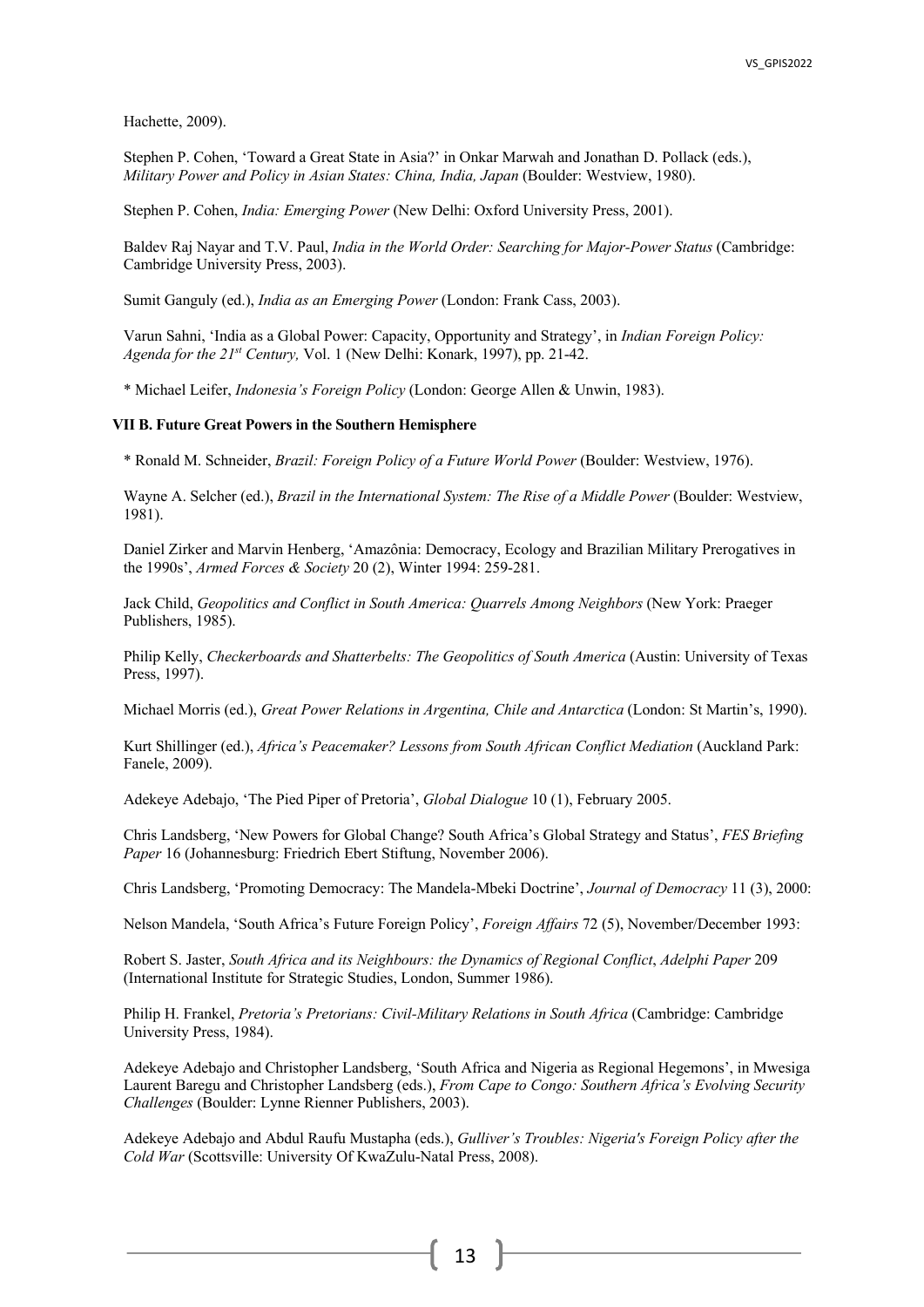Hachette, 2009).

Stephen P. Cohen, 'Toward a Great State in Asia?' in Onkar Marwah and Jonathan D. Pollack (eds.), *Military Power and Policy in Asian States: China, India, Japan* (Boulder: Westview, 1980).

Stephen P. Cohen, *India: Emerging Power* (New Delhi: Oxford University Press, 2001).

Baldev Raj Nayar and T.V. Paul, *India in the World Order: Searching for Major-Power Status* (Cambridge: Cambridge University Press, 2003).

Sumit Ganguly (ed.), *India as an Emerging Power* (London: Frank Cass, 2003).

Varun Sahni, 'India as a Global Power: Capacity, Opportunity and Strategy', in *Indian Foreign Policy: Agenda for the 21st Century,* Vol. 1 (New Delhi: Konark, 1997), pp. 21-42.

\* Michael Leifer, *Indonesia's Foreign Policy* (London: George Allen & Unwin, 1983).

**VII B. Future Great Powers in the Southern Hemisphere**

\* Ronald M. Schneider, *Brazil: Foreign Policy of a Future World Power* (Boulder: Westview, 1976).

Wayne A. Selcher (ed.), *Brazil in the International System: The Rise of a Middle Power* (Boulder: Westview, 1981).

Daniel Zirker and Marvin Henberg, 'Amazônia: Democracy, Ecology and Brazilian Military Prerogatives in the 1990s', *Armed Forces & Society* 20 (2), Winter 1994: 259-281.

Jack Child, *Geopolitics and Conflict in South America: Quarrels Among Neighbors* (New York: Praeger Publishers, 1985).

Philip Kelly, *Checkerboards and Shatterbelts: The Geopolitics of South America* (Austin: University of Texas Press, 1997).

Michael Morris (ed.), *Great Power Relations in Argentina, Chile and Antarctica* (London: St Martin's, 1990).

Kurt Shillinger (ed.), *Africa's Peacemaker? Lessons from South African Conflict Mediation* (Auckland Park: Fanele, 2009).

Adekeye Adebajo, 'The Pied Piper of Pretoria', *Global Dialogue* 10 (1), February 2005.

Chris Landsberg, 'New Powers for Global Change? South Africa's Global Strategy and Status', *FES Briefing Paper* 16 (Johannesburg: Friedrich Ebert Stiftung, November 2006).

Chris Landsberg, 'Promoting Democracy: The Mandela-Mbeki Doctrine', *Journal of Democracy* 11 (3), 2000:

Nelson Mandela, 'South Africa's Future Foreign Policy', *Foreign Affairs* 72 (5), November/December 1993:

Robert S. Jaster, *South Africa and its Neighbours: the Dynamics of Regional Conflict*, *Adelphi Paper* 209 (International Institute for Strategic Studies, London, Summer 1986).

Philip H. Frankel, *Pretoria's Pretorians: Civil-Military Relations in South Africa* (Cambridge: Cambridge University Press, 1984).

Adekeye Adebajo and Christopher Landsberg, 'South Africa and Nigeria as Regional Hegemons', in Mwesiga Laurent Baregu and Christopher Landsberg (eds.), *From Cape to Congo: Southern Africa's Evolving Security Challenges* (Boulder: Lynne Rienner Publishers, 2003).

Adekeye Adebajo and Abdul Raufu Mustapha (eds.), *Gulliver's Troubles: Nigeria's Foreign Policy after the Cold War* (Scottsville: University Of KwaZulu-Natal Press, 2008).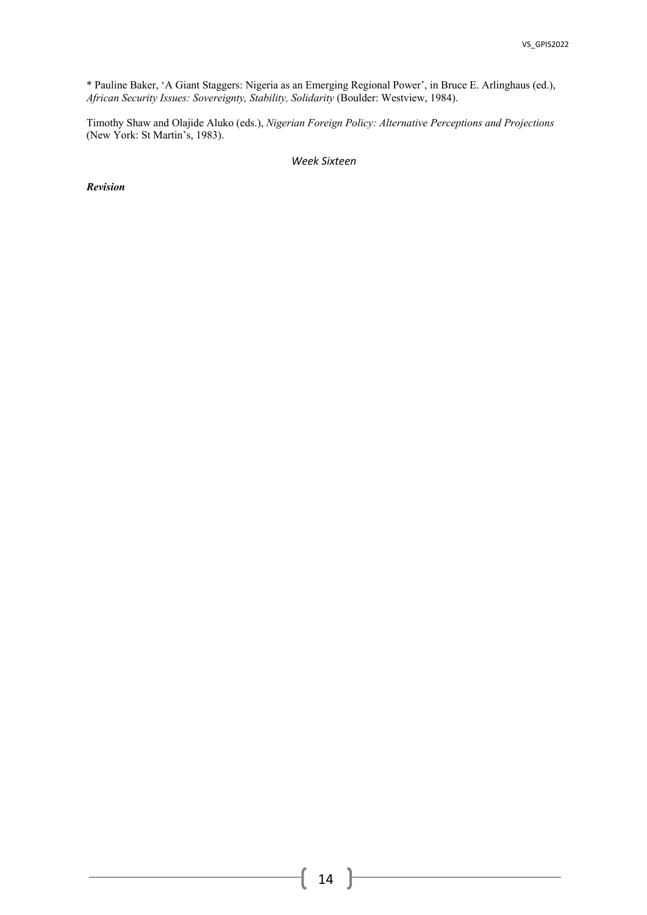* Pauline Baker, ‘A Giant Staggers: Nigeria as an Emerging Regional Power’, in Bruce E. Arlinghaus (ed.), *African Security Issues: Sovereignty, Stability, Solidarity* (Boulder: Westview, 1984).

Timothy Shaw and Olajide Aluko (eds.), *Nigerian Foreign Policy: Alternative Perceptions and Projections* (New York: St Martin’s, 1983).

*Week Sixteen*

***Revision***